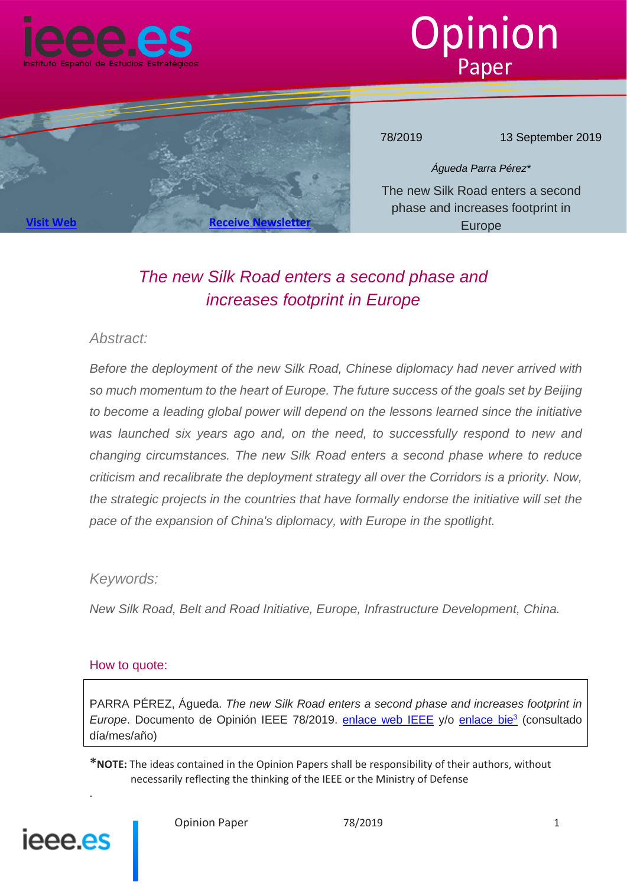Opinion Paper

78/2019 13 September 2019

*Águeda Parra Pérez**

The new Silk Road enters a second phase and increases footprint in Europe

# *The new Silk Road enters a second phase and increases footprint in Europe*

## *Abstract:*

*Before the deployment of the new Silk Road, Chinese diplomacy had never arrived with so much momentum to the heart of Europe. The future success of the goals set by Beijing to become a leading global power will depend on the lessons learned since the initiative was launched six years ago and, on the need, to successfully respond to new and changing circumstances. The new Silk Road enters a second phase where to reduce criticism and recalibrate the deployment strategy all over the Corridors is a priority. Now, the strategic projects in the countries that have formally endorse the initiative will set the pace of the expansion of China's diplomacy, with Europe in the spotlight.*

## *Keywords:*

*New Silk Road, Belt and Road Initiative, Europe, Infrastructure Development, China.*

### How to quote:

PARRA PÉREZ, Águeda. *The new Silk Road enters a second phase and increases footprint in Europe*. Documento de Opinión IEEE 78/2019. enlace web IEEE y/o enlace bie[3] (consultado día/mes/año)

***NOTE:** The ideas contained in the Opinion Papers shall be responsibility of their authors, without necessarily reflecting the thinking of the IEEE or the Ministry of Defense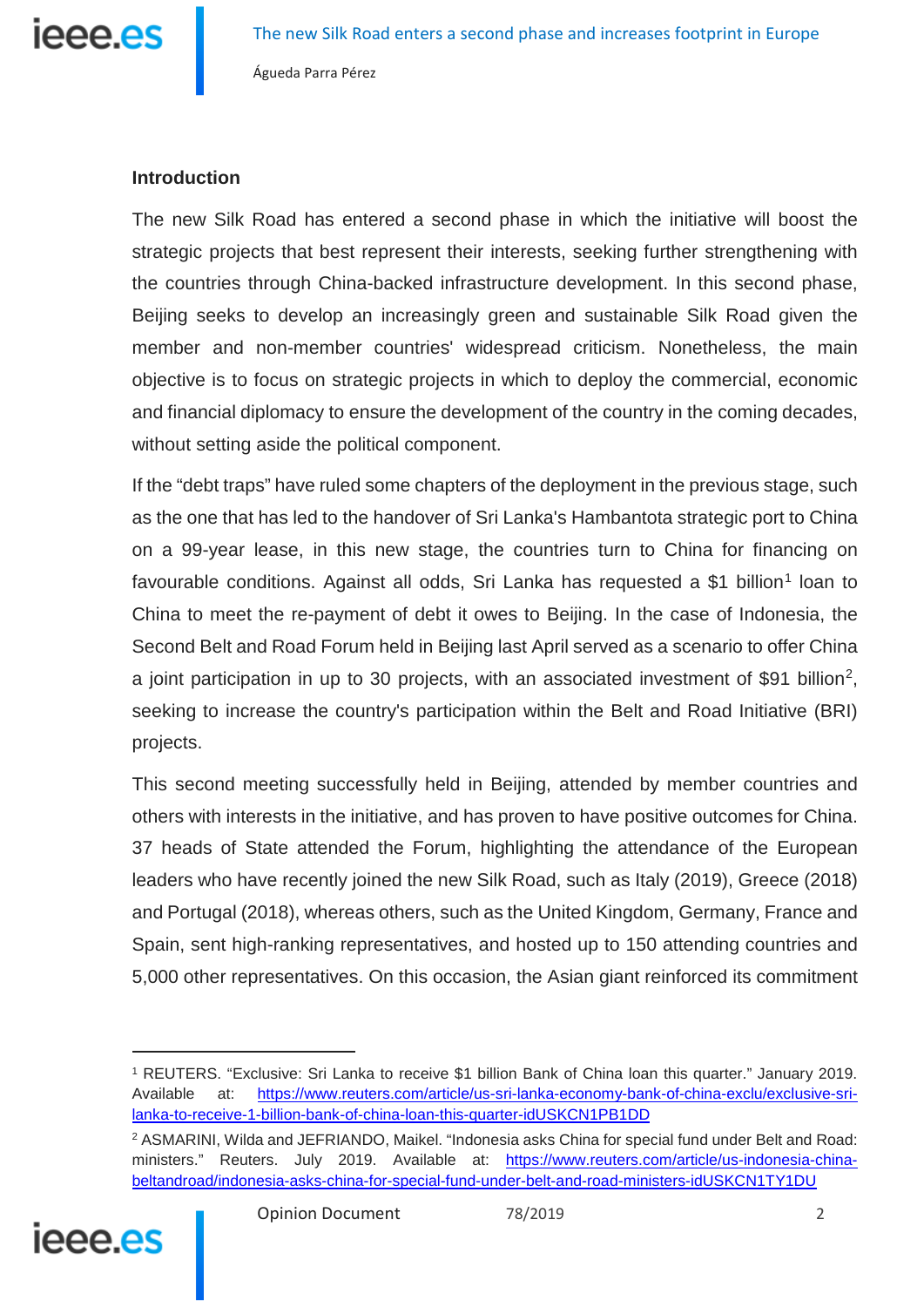**Introduction**

The new Silk Road has entered a second phase in which the initiative will boost the strategic projects that best represent their interests, seeking further strengthening with the countries through China-backed infrastructure development. In this second phase, Beijing seeks to develop an increasingly green and sustainable Silk Road given the member and non-member countries' widespread criticism. Nonetheless, the main objective is to focus on strategic projects in which to deploy the commercial, economic and financial diplomacy to ensure the development of the country in the coming decades, without setting aside the political component.

If the "debt traps" have ruled some chapters of the deployment in the previous stage, such as the one that has led to the handover of Sri Lanka's Hambantota strategic port to China on a 99-year lease, in this new stage, the countries turn to China for financing on favourable conditions. Against all odds, Sri Lanka has requested a $1 billion[1] loan to China to meet the re-payment of debt it owes to Beijing. In the case of Indonesia, the Second Belt and Road Forum held in Beijing last April served as a scenario to offer China a joint participation in up to 30 projects, with an associated investment of $91 billion[2], seeking to increase the country's participation within the Belt and Road Initiative (BRI) projects.

This second meeting successfully held in Beijing, attended by member countries and others with interests in the initiative, and has proven to have positive outcomes for China. 37 heads of State attended the Forum, highlighting the attendance of the European leaders who have recently joined the new Silk Road, such as Italy (2019), Greece (2018) and Portugal (2018), whereas others, such as the United Kingdom, Germany, France and Spain, sent high-ranking representatives, and hosted up to 150 attending countries and 5,000 other representatives. On this occasion, the Asian giant reinforced its commitment

---

[1] REUTERS. "Exclusive: Sri Lanka to receive $1 billion Bank of China loan this quarter." January 2019. Available at: https://www.reuters.com/article/us-sri-lanka-economy-bank-of-china-exclu/exclusive-sri-lanka-to-receive-1-billion-bank-of-china-loan-this-quarter-idUSKCN1PB1DD

[2] ASMARINI, Wilda and JEFRIANDO, Maikel. "Indonesia asks China for special fund under Belt and Road: ministers." Reuters. July 2019. Available at: https://www.reuters.com/article/us-indonesia-china-beltandroad/indonesia-asks-china-for-special-fund-under-belt-and-road-ministers-idUSKCN1TY1DU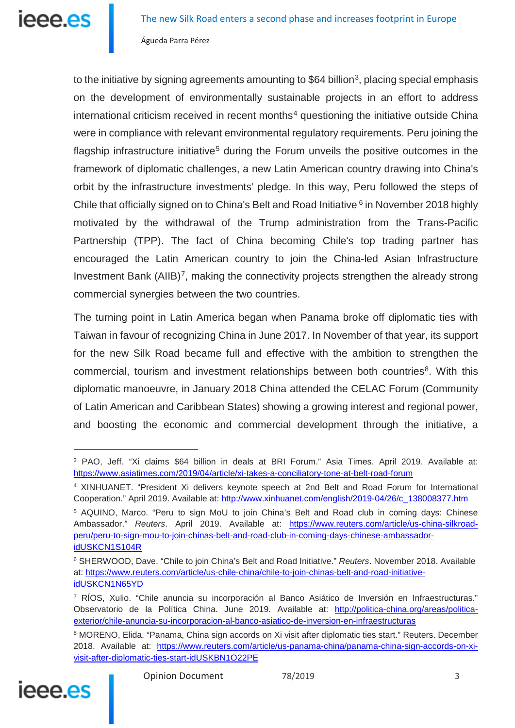to the initiative by signing agreements amounting to $64 billion[3], placing special emphasis on the development of environmentally sustainable projects in an effort to address international criticism received in recent months[4] questioning the initiative outside China were in compliance with relevant environmental regulatory requirements. Peru joining the flagship infrastructure initiative[5] during the Forum unveils the positive outcomes in the framework of diplomatic challenges, a new Latin American country drawing into China's orbit by the infrastructure investments' pledge. In this way, Peru followed the steps of Chile that officially signed on to China's Belt and Road Initiative [6] in November 2018 highly motivated by the withdrawal of the Trump administration from the Trans-Pacific Partnership (TPP). The fact of China becoming Chile's top trading partner has encouraged the Latin American country to join the China-led Asian Infrastructure Investment Bank (AIIB)[7], making the connectivity projects strengthen the already strong commercial synergies between the two countries.

The turning point in Latin America began when Panama broke off diplomatic ties with Taiwan in favour of recognizing China in June 2017. In November of that year, its support for the new Silk Road became full and effective with the ambition to strengthen the commercial, tourism and investment relationships between both countries[8]. With this diplomatic manoeuvre, in January 2018 China attended the CELAC Forum (Community of Latin American and Caribbean States) showing a growing interest and regional power, and boosting the economic and commercial development through the initiative, a

---

[3] PAO, Jeff. "Xi claims $64 billion in deals at BRI Forum." Asia Times. April 2019. Available at: https://www.asiatimes.com/2019/04/article/xi-takes-a-conciliatory-tone-at-belt-road-forum

[4] XINHUANET. "President Xi delivers keynote speech at 2nd Belt and Road Forum for International Cooperation." April 2019. Available at: http://www.xinhuanet.com/english/2019-04/26/c_138008377.htm

[5] AQUINO, Marco. "Peru to sign MoU to join China's Belt and Road club in coming days: Chinese Ambassador." *Reuters*. April 2019. Available at: https://www.reuters.com/article/us-china-silkroad-peru/peru-to-sign-mou-to-join-chinas-belt-and-road-club-in-coming-days-chinese-ambassador-idUSKCN1S104R

[6] SHERWOOD, Dave. "Chile to join China's Belt and Road Initiative." *Reuters*. November 2018. Available at: https://www.reuters.com/article/us-chile-china/chile-to-join-chinas-belt-and-road-initiative-idUSKCN1N65YD

[7] RÍOS, Xulio. "Chile anuncia su incorporación al Banco Asiático de Inversión en Infraestructuras." Observatorio de la Política China. June 2019. Available at: http://politica-china.org/areas/politica-exterior/chile-anuncia-su-incorporacion-al-banco-asiatico-de-inversion-en-infraestructuras

[8] MORENO, Elida. "Panama, China sign accords on Xi visit after diplomatic ties start." Reuters. December 2018. Available at: https://www.reuters.com/article/us-panama-china/panama-china-sign-accords-on-xi-visit-after-diplomatic-ties-start-idUSKBN1O22PE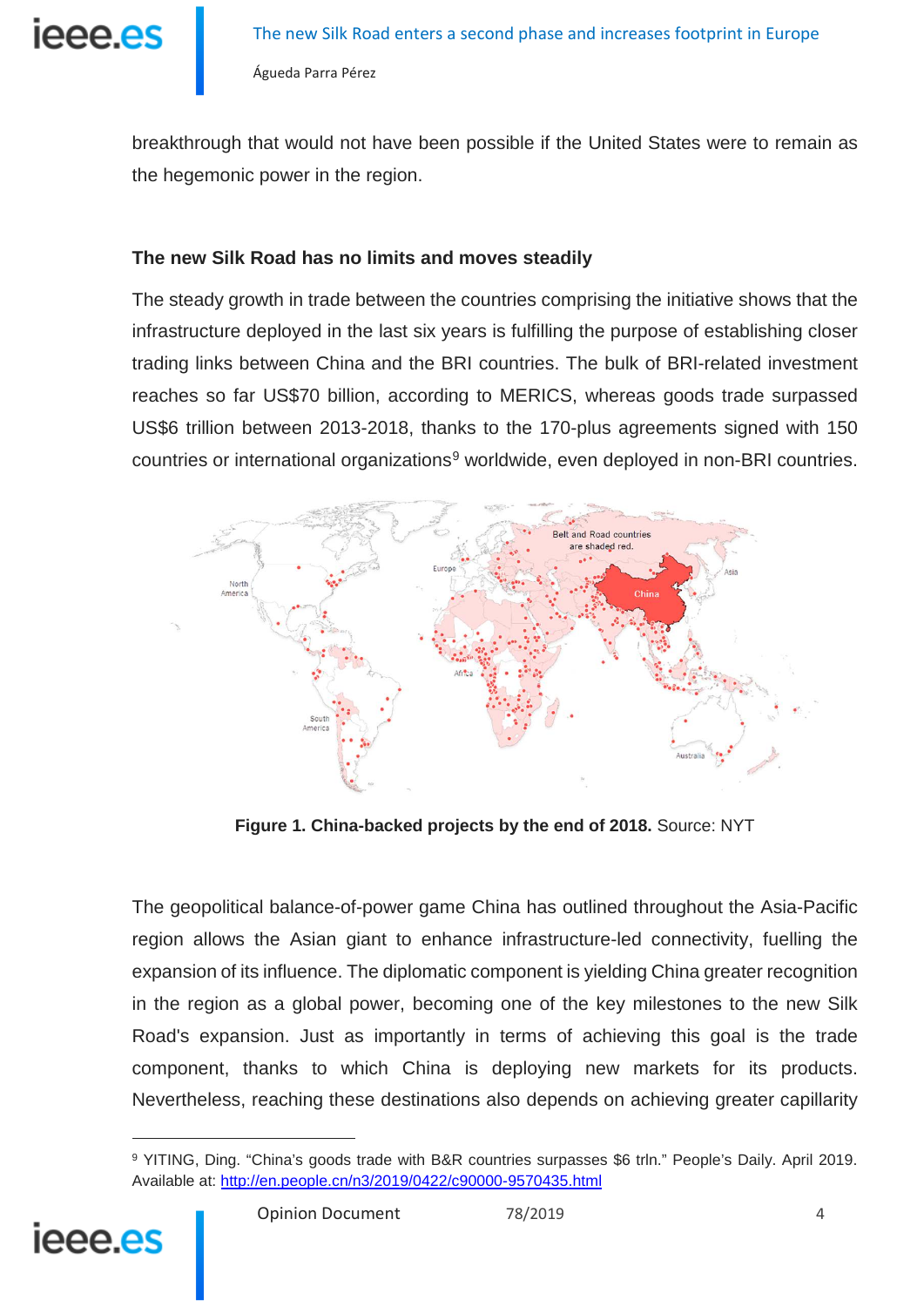breakthrough that would not have been possible if the United States were to remain as the hegemonic power in the region.

### The new Silk Road has no limits and moves steadily

The steady growth in trade between the countries comprising the initiative shows that the infrastructure deployed in the last six years is fulfilling the purpose of establishing closer trading links between China and the BRI countries. The bulk of BRI-related investment reaches so far US$70 billion, according to MERICS, whereas goods trade surpassed US$6 trillion between 2013-2018, thanks to the 170-plus agreements signed with 150 countries or international organizations[9] worldwide, even deployed in non-BRI countries.

**Figure 1. China-backed projects by the end of 2018.** Source: NYT

The geopolitical balance-of-power game China has outlined throughout the Asia-Pacific region allows the Asian giant to enhance infrastructure-led connectivity, fuelling the expansion of its influence. The diplomatic component is yielding China greater recognition in the region as a global power, becoming one of the key milestones to the new Silk Road's expansion. Just as importantly in terms of achieving this goal is the trade component, thanks to which China is deploying new markets for its products. Nevertheless, reaching these destinations also depends on achieving greater capillarity

---

[9] YITING, Ding. "China's goods trade with B&R countries surpasses $6 trln." People's Daily. April 2019. Available at: http://en.people.cn/n3/2019/0422/c90000-9570435.html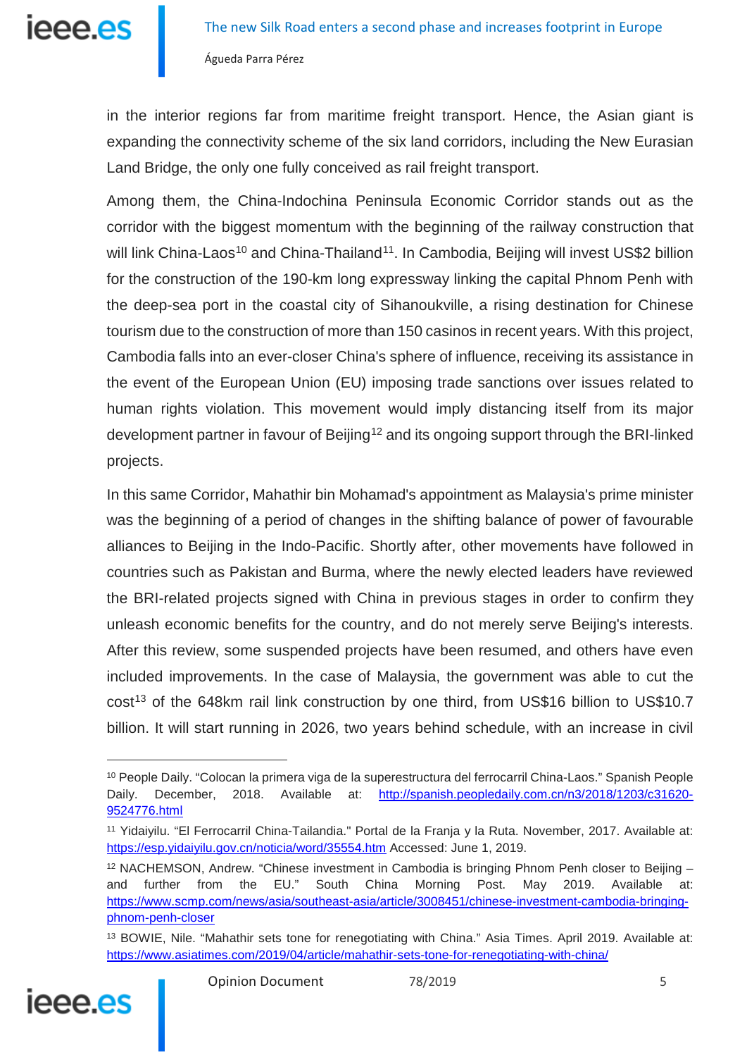in the interior regions far from maritime freight transport. Hence, the Asian giant is expanding the connectivity scheme of the six land corridors, including the New Eurasian Land Bridge, the only one fully conceived as rail freight transport.

Among them, the China-Indochina Peninsula Economic Corridor stands out as the corridor with the biggest momentum with the beginning of the railway construction that will link China-Laos[10] and China-Thailand[11]. In Cambodia, Beijing will invest US$2 billion for the construction of the 190-km long expressway linking the capital Phnom Penh with the deep-sea port in the coastal city of Sihanoukville, a rising destination for Chinese tourism due to the construction of more than 150 casinos in recent years. With this project, Cambodia falls into an ever-closer China's sphere of influence, receiving its assistance in the event of the European Union (EU) imposing trade sanctions over issues related to human rights violation. This movement would imply distancing itself from its major development partner in favour of Beijing[12] and its ongoing support through the BRI-linked projects.

In this same Corridor, Mahathir bin Mohamad's appointment as Malaysia's prime minister was the beginning of a period of changes in the shifting balance of power of favourable alliances to Beijing in the Indo-Pacific. Shortly after, other movements have followed in countries such as Pakistan and Burma, where the newly elected leaders have reviewed the BRI-related projects signed with China in previous stages in order to confirm they unleash economic benefits for the country, and do not merely serve Beijing's interests. After this review, some suspended projects have been resumed, and others have even included improvements. In the case of Malaysia, the government was able to cut the cost[13] of the 648km rail link construction by one third, from US$16 billion to US$10.7 billion. It will start running in 2026, two years behind schedule, with an increase in civil

---

[10] People Daily. "Colocan la primera viga de la superestructura del ferrocarril China-Laos." Spanish People Daily. December, 2018. Available at: http://spanish.peopledaily.com.cn/n3/2018/1203/c31620-9524776.html

[11] Yidaiyilu. "El Ferrocarril China-Tailandia." Portal de la Franja y la Ruta. November, 2017. Available at: https://esp.yidaiyilu.gov.cn/noticia/word/35554.htm Accessed: June 1, 2019.

[12] NACHEMSON, Andrew. "Chinese investment in Cambodia is bringing Phnom Penh closer to Beijing – and further from the EU." South China Morning Post. May 2019. Available at: https://www.scmp.com/news/asia/southeast-asia/article/3008451/chinese-investment-cambodia-bringing-phnom-penh-closer

[13] BOWIE, Nile. "Mahathir sets tone for renegotiating with China." Asia Times. April 2019. Available at: https://www.asiatimes.com/2019/04/article/mahathir-sets-tone-for-renegotiating-with-china/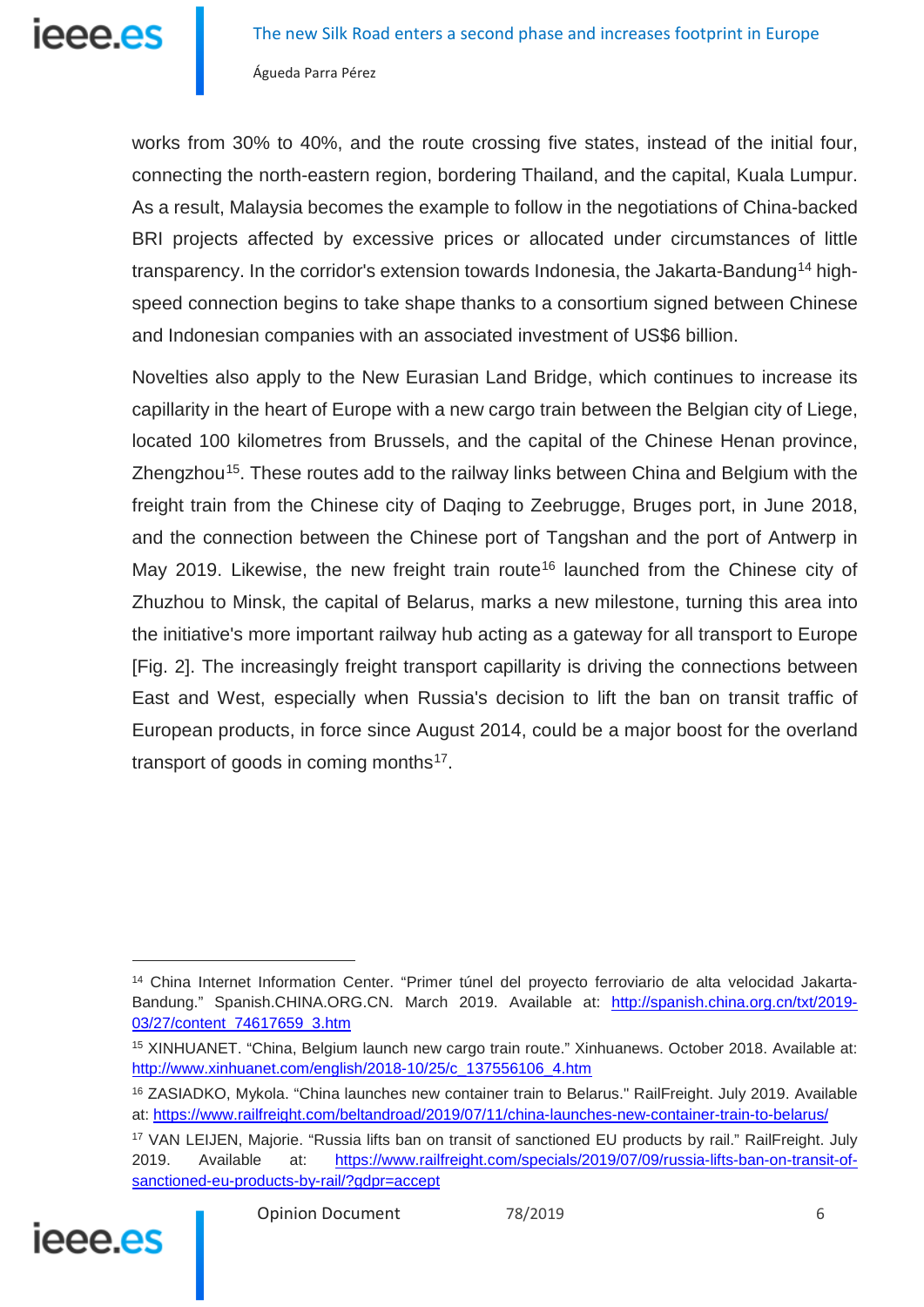works from 30% to 40%, and the route crossing five states, instead of the initial four, connecting the north-eastern region, bordering Thailand, and the capital, Kuala Lumpur. As a result, Malaysia becomes the example to follow in the negotiations of China-backed BRI projects affected by excessive prices or allocated under circumstances of little transparency. In the corridor's extension towards Indonesia, the Jakarta-Bandung[14] high-speed connection begins to take shape thanks to a consortium signed between Chinese and Indonesian companies with an associated investment of US$6 billion.

Novelties also apply to the New Eurasian Land Bridge, which continues to increase its capillarity in the heart of Europe with a new cargo train between the Belgian city of Liege, located 100 kilometres from Brussels, and the capital of the Chinese Henan province, Zhengzhou[15]. These routes add to the railway links between China and Belgium with the freight train from the Chinese city of Daqing to Zeebrugge, Bruges port, in June 2018, and the connection between the Chinese port of Tangshan and the port of Antwerp in May 2019. Likewise, the new freight train route[16] launched from the Chinese city of Zhuzhou to Minsk, the capital of Belarus, marks a new milestone, turning this area into the initiative's more important railway hub acting as a gateway for all transport to Europe [Fig. 2]. The increasingly freight transport capillarity is driving the connections between East and West, especially when Russia's decision to lift the ban on transit traffic of European products, in force since August 2014, could be a major boost for the overland transport of goods in coming months[17].

---

[14] China Internet Information Center. "Primer túnel del proyecto ferroviario de alta velocidad Jakarta-Bandung." Spanish.CHINA.ORG.CN. March 2019. Available at: http://spanish.china.org.cn/txt/2019-03/27/content_74617659_3.htm

[15] XINHUANET. "China, Belgium launch new cargo train route." Xinhuanews. October 2018. Available at: http://www.xinhuanet.com/english/2018-10/25/c_137556106_4.htm

[16] ZASIADKO, Mykola. "China launches new container train to Belarus." RailFreight. July 2019. Available at: https://www.railfreight.com/beltandroad/2019/07/11/china-launches-new-container-train-to-belarus/

[17] VAN LEIJEN, Majorie. "Russia lifts ban on transit of sanctioned EU products by rail." RailFreight. July 2019. Available at: https://www.railfreight.com/specials/2019/07/09/russia-lifts-ban-on-transit-of-sanctioned-eu-products-by-rail/?gdpr=accept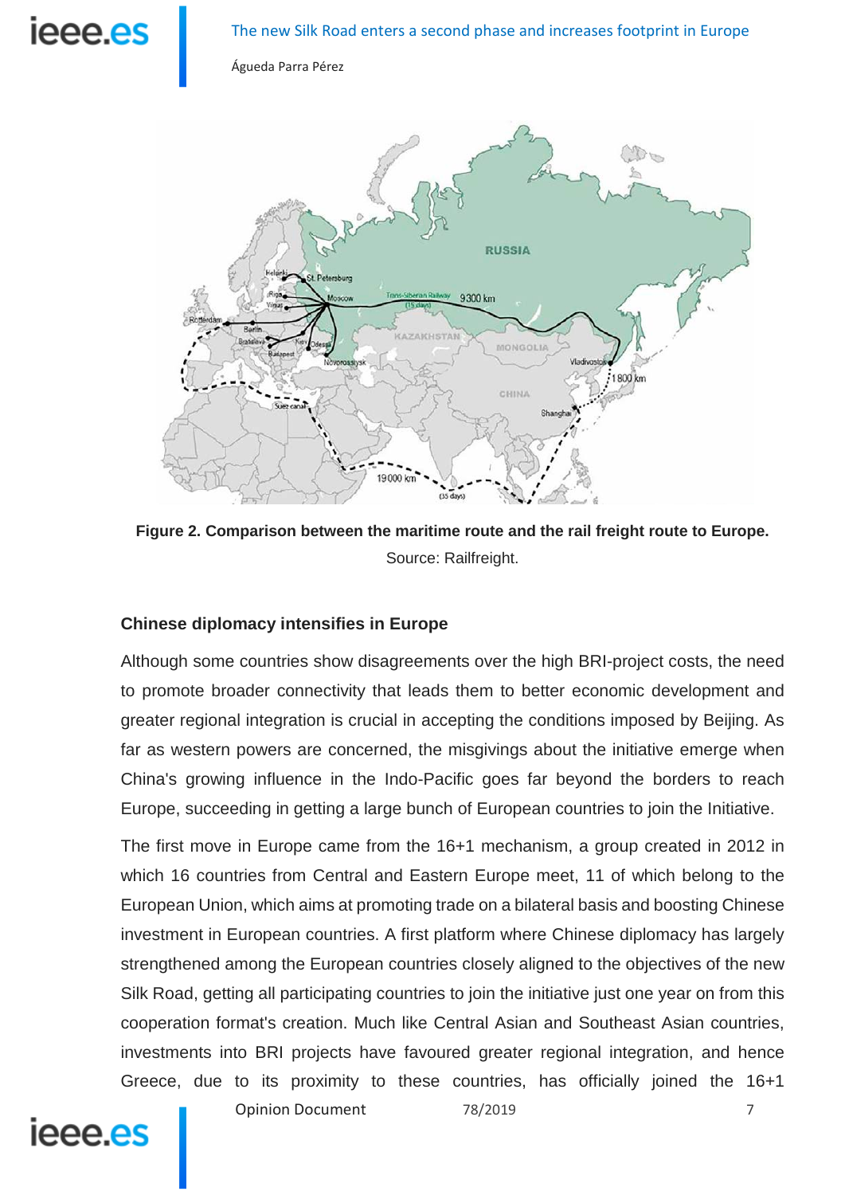**Figure 2. Comparison between the maritime route and the rail freight route to Europe.** Source: Railfreight.

### Chinese diplomacy intensifies in Europe

Although some countries show disagreements over the high BRI-project costs, the need to promote broader connectivity that leads them to better economic development and greater regional integration is crucial in accepting the conditions imposed by Beijing. As far as western powers are concerned, the misgivings about the initiative emerge when China's growing influence in the Indo-Pacific goes far beyond the borders to reach Europe, succeeding in getting a large bunch of European countries to join the Initiative.

The first move in Europe came from the 16+1 mechanism, a group created in 2012 in which 16 countries from Central and Eastern Europe meet, 11 of which belong to the European Union, which aims at promoting trade on a bilateral basis and boosting Chinese investment in European countries. A first platform where Chinese diplomacy has largely strengthened among the European countries closely aligned to the objectives of the new Silk Road, getting all participating countries to join the initiative just one year on from this cooperation format's creation. Much like Central Asian and Southeast Asian countries, investments into BRI projects have favoured greater regional integration, and hence Greece, due to its proximity to these countries, has officially joined the 16+1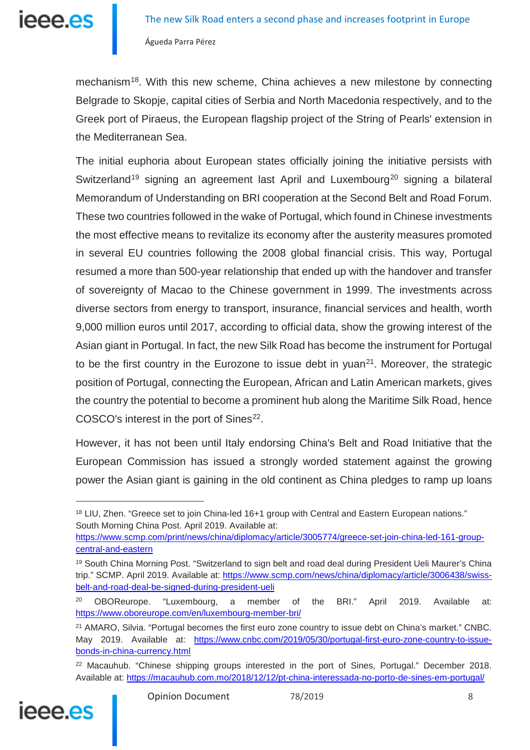mechanism[18]. With this new scheme, China achieves a new milestone by connecting Belgrade to Skopje, capital cities of Serbia and North Macedonia respectively, and to the Greek port of Piraeus, the European flagship project of the String of Pearls' extension in the Mediterranean Sea.

The initial euphoria about European states officially joining the initiative persists with Switzerland[19] signing an agreement last April and Luxembourg[20] signing a bilateral Memorandum of Understanding on BRI cooperation at the Second Belt and Road Forum. These two countries followed in the wake of Portugal, which found in Chinese investments the most effective means to revitalize its economy after the austerity measures promoted in several EU countries following the 2008 global financial crisis. This way, Portugal resumed a more than 500-year relationship that ended up with the handover and transfer of sovereignty of Macao to the Chinese government in 1999. The investments across diverse sectors from energy to transport, insurance, financial services and health, worth 9,000 million euros until 2017, according to official data, show the growing interest of the Asian giant in Portugal. In fact, the new Silk Road has become the instrument for Portugal to be the first country in the Eurozone to issue debt in yuan[21]. Moreover, the strategic position of Portugal, connecting the European, African and Latin American markets, gives the country the potential to become a prominent hub along the Maritime Silk Road, hence COSCO's interest in the port of Sines[22].

However, it has not been until Italy endorsing China's Belt and Road Initiative that the European Commission has issued a strongly worded statement against the growing power the Asian giant is gaining in the old continent as China pledges to ramp up loans

---

[18] LIU, Zhen. "Greece set to join China-led 16+1 group with Central and Eastern European nations." South Morning China Post. April 2019. Available at: https://www.scmp.com/print/news/china/diplomacy/article/3005774/greece-set-join-china-led-161-group-central-and-eastern

[19] South China Morning Post. "Switzerland to sign belt and road deal during President Ueli Maurer's China trip." SCMP. April 2019. Available at: https://www.scmp.com/news/china/diplomacy/article/3006438/swiss-belt-and-road-deal-be-signed-during-president-ueli

[20] OBOReurope. "Luxembourg, a member of the BRI." April 2019. Available at: https://www.oboreurope.com/en/luxembourg-member-bri/

[21] AMARO, Silvia. "Portugal becomes the first euro zone country to issue debt on China's market." CNBC. May 2019. Available at: https://www.cnbc.com/2019/05/30/portugal-first-euro-zone-country-to-issue-bonds-in-china-currency.html

[22] Macauhub. "Chinese shipping groups interested in the port of Sines, Portugal." December 2018. Available at: https://macauhub.com.mo/2018/12/12/pt-china-interessada-no-porto-de-sines-em-portugal/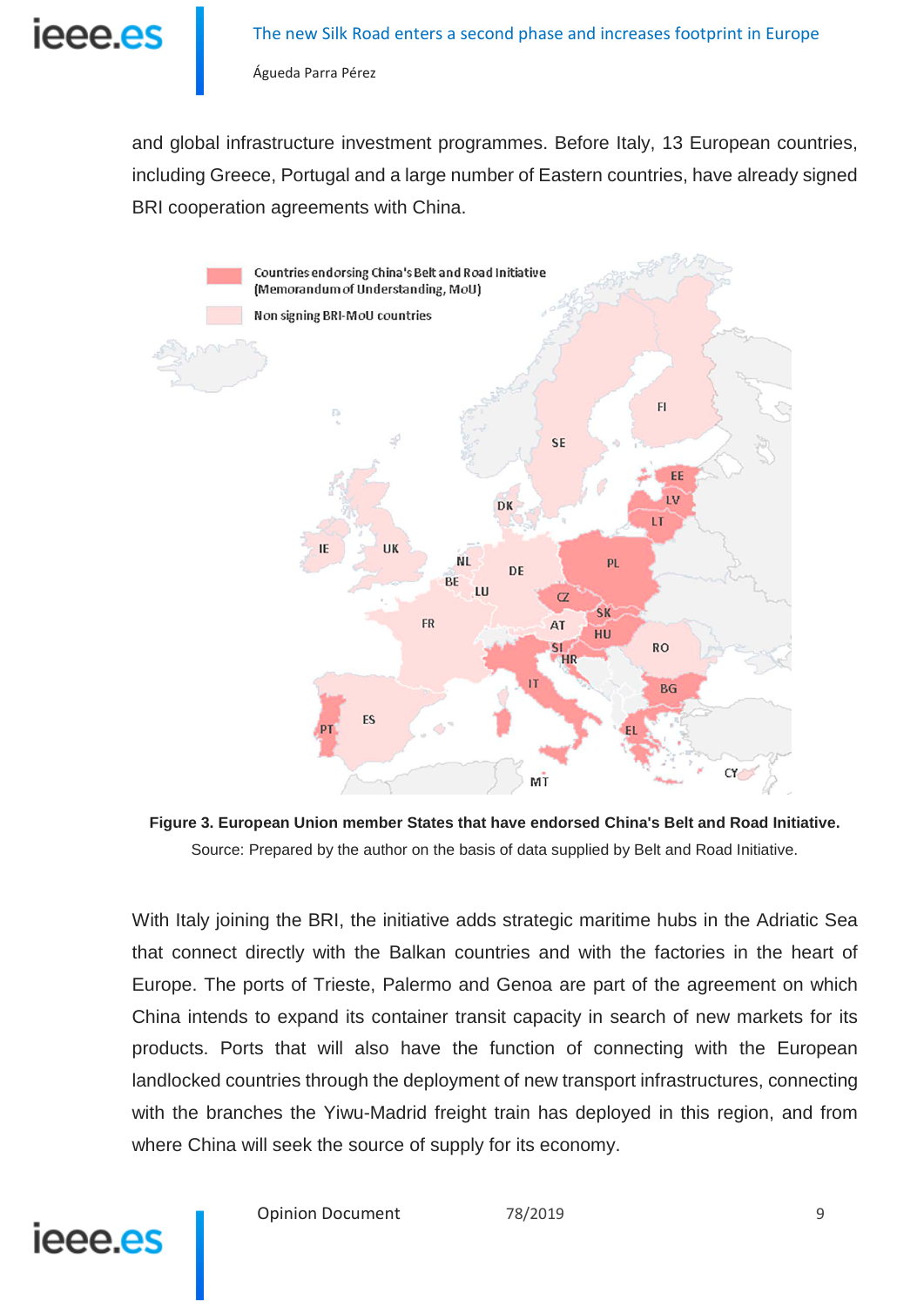and global infrastructure investment programmes. Before Italy, 13 European countries, including Greece, Portugal and a large number of Eastern countries, have already signed BRI cooperation agreements with China.

**Figure 3. European Union member States that have endorsed China's Belt and Road Initiative.**
Source: Prepared by the author on the basis of data supplied by Belt and Road Initiative.

With Italy joining the BRI, the initiative adds strategic maritime hubs in the Adriatic Sea that connect directly with the Balkan countries and with the factories in the heart of Europe. The ports of Trieste, Palermo and Genoa are part of the agreement on which China intends to expand its container transit capacity in search of new markets for its products. Ports that will also have the function of connecting with the European landlocked countries through the deployment of new transport infrastructures, connecting with the branches the Yiwu-Madrid freight train has deployed in this region, and from where China will seek the source of supply for its economy.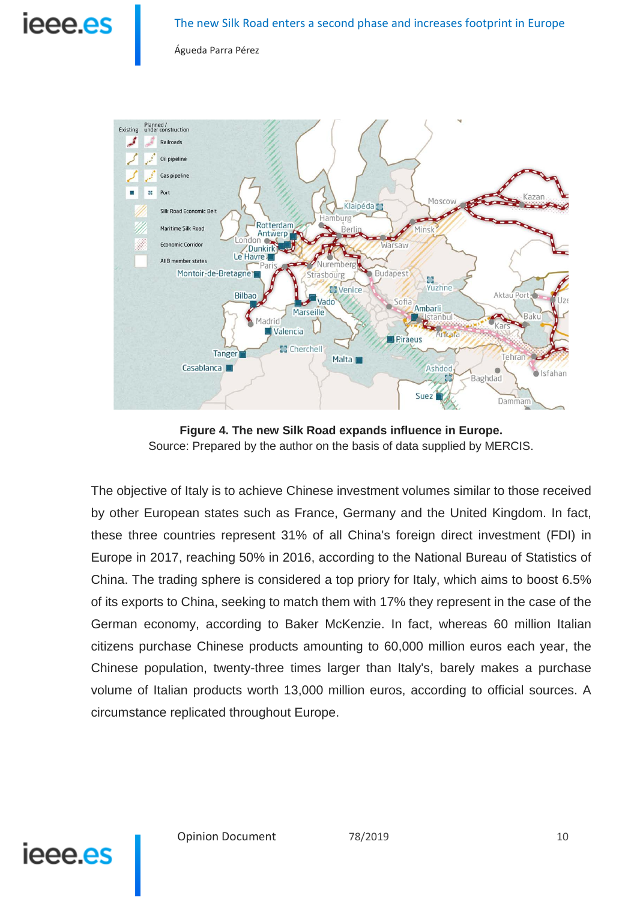**Figure 4. The new Silk Road expands influence in Europe.**
Source: Prepared by the author on the basis of data supplied by MERCIS.

The objective of Italy is to achieve Chinese investment volumes similar to those received by other European states such as France, Germany and the United Kingdom. In fact, these three countries represent 31% of all China's foreign direct investment (FDI) in Europe in 2017, reaching 50% in 2016, according to the National Bureau of Statistics of China. The trading sphere is considered a top priory for Italy, which aims to boost 6.5% of its exports to China, seeking to match them with 17% they represent in the case of the German economy, according to Baker McKenzie. In fact, whereas 60 million Italian citizens purchase Chinese products amounting to 60,000 million euros each year, the Chinese population, twenty-three times larger than Italy's, barely makes a purchase volume of Italian products worth 13,000 million euros, according to official sources. A circumstance replicated throughout Europe.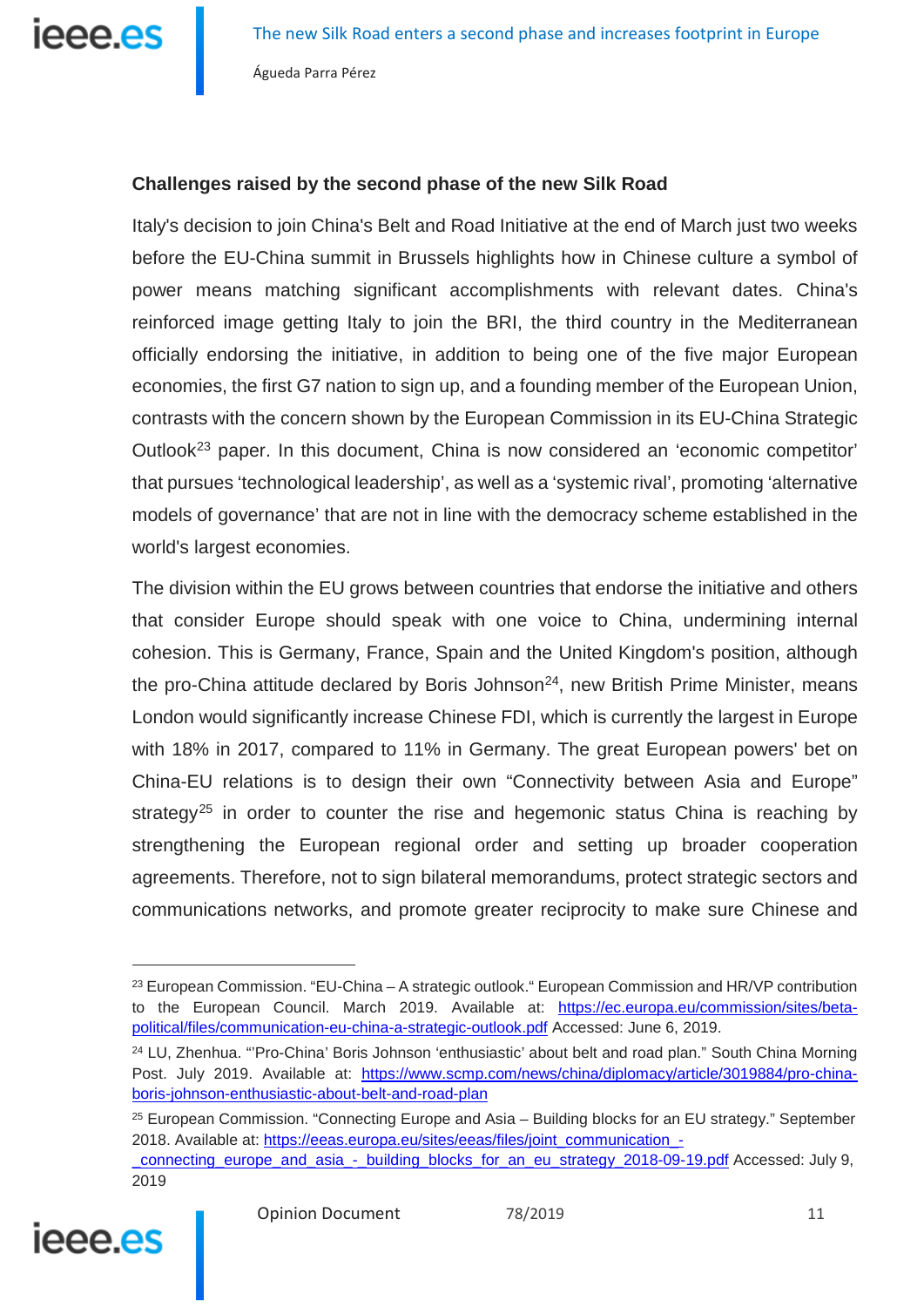**Challenges raised by the second phase of the new Silk Road**

Italy's decision to join China's Belt and Road Initiative at the end of March just two weeks before the EU-China summit in Brussels highlights how in Chinese culture a symbol of power means matching significant accomplishments with relevant dates. China's reinforced image getting Italy to join the BRI, the third country in the Mediterranean officially endorsing the initiative, in addition to being one of the five major European economies, the first G7 nation to sign up, and a founding member of the European Union, contrasts with the concern shown by the European Commission in its EU-China Strategic Outlook[23] paper. In this document, China is now considered an 'economic competitor' that pursues 'technological leadership', as well as a 'systemic rival', promoting 'alternative models of governance' that are not in line with the democracy scheme established in the world's largest economies.

The division within the EU grows between countries that endorse the initiative and others that consider Europe should speak with one voice to China, undermining internal cohesion. This is Germany, France, Spain and the United Kingdom's position, although the pro-China attitude declared by Boris Johnson[24], new British Prime Minister, means London would significantly increase Chinese FDI, which is currently the largest in Europe with 18% in 2017, compared to 11% in Germany. The great European powers' bet on China-EU relations is to design their own "Connectivity between Asia and Europe" strategy[25] in order to counter the rise and hegemonic status China is reaching by strengthening the European regional order and setting up broader cooperation agreements. Therefore, not to sign bilateral memorandums, protect strategic sectors and communications networks, and promote greater reciprocity to make sure Chinese and

---

[23] European Commission. "EU-China – A strategic outlook." European Commission and HR/VP contribution to the European Council. March 2019. Available at: https://ec.europa.eu/commission/sites/beta-political/files/communication-eu-china-a-strategic-outlook.pdf Accessed: June 6, 2019.

[24] LU, Zhenhua. "'Pro-China' Boris Johnson 'enthusiastic' about belt and road plan." South China Morning Post. July 2019. Available at: https://www.scmp.com/news/china/diplomacy/article/3019884/pro-china-boris-johnson-enthusiastic-about-belt-and-road-plan

[25] European Commission. "Connecting Europe and Asia – Building blocks for an EU strategy." September 2018. Available at: https://eeas.europa.eu/sites/eeas/files/joint_communication_-_connecting_europe_and_asia_-_building_blocks_for_an_eu_strategy_2018-09-19.pdf Accessed: July 9, 2019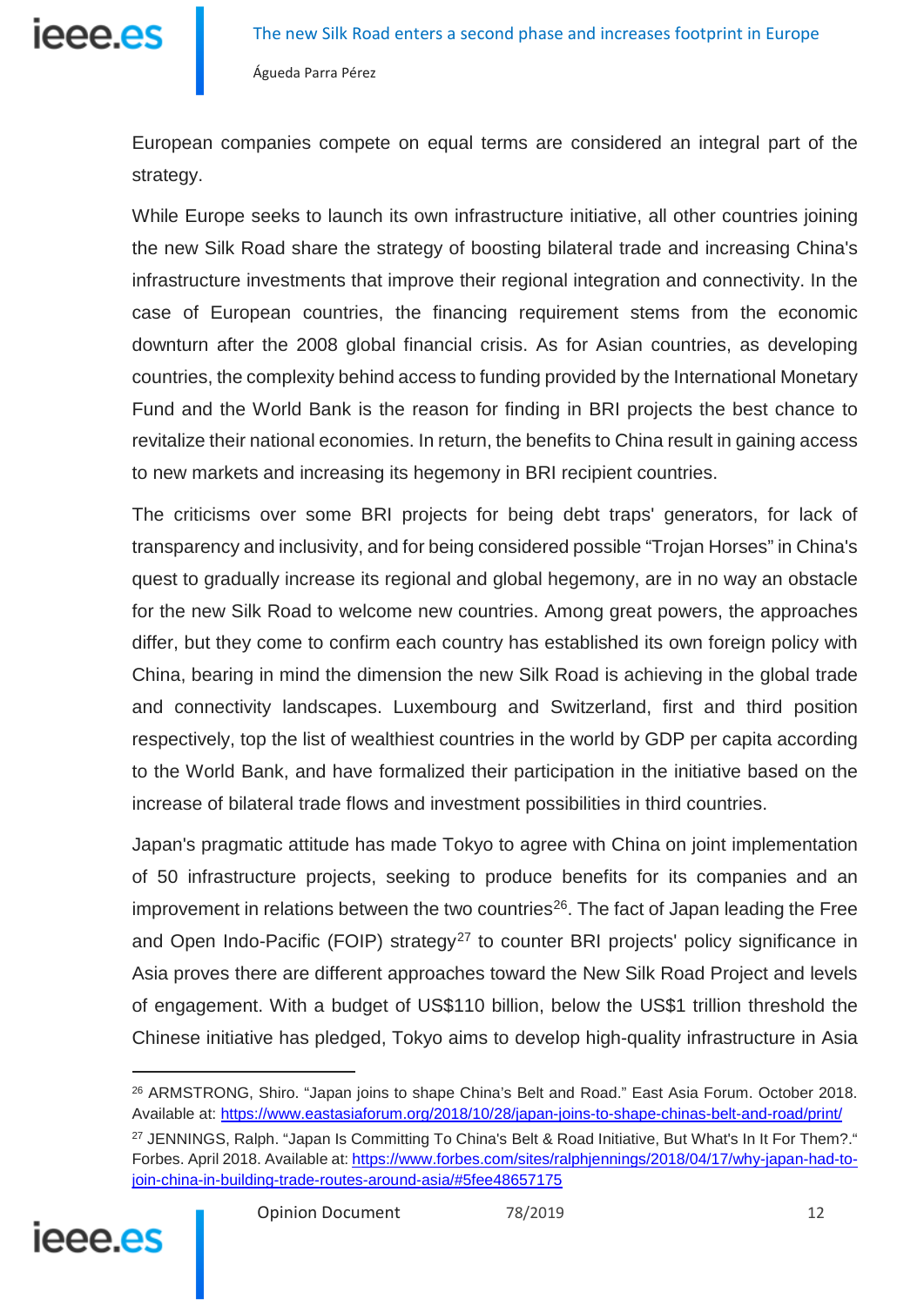European companies compete on equal terms are considered an integral part of the strategy.

While Europe seeks to launch its own infrastructure initiative, all other countries joining the new Silk Road share the strategy of boosting bilateral trade and increasing China's infrastructure investments that improve their regional integration and connectivity. In the case of European countries, the financing requirement stems from the economic downturn after the 2008 global financial crisis. As for Asian countries, as developing countries, the complexity behind access to funding provided by the International Monetary Fund and the World Bank is the reason for finding in BRI projects the best chance to revitalize their national economies. In return, the benefits to China result in gaining access to new markets and increasing its hegemony in BRI recipient countries.

The criticisms over some BRI projects for being debt traps' generators, for lack of transparency and inclusivity, and for being considered possible "Trojan Horses" in China's quest to gradually increase its regional and global hegemony, are in no way an obstacle for the new Silk Road to welcome new countries. Among great powers, the approaches differ, but they come to confirm each country has established its own foreign policy with China, bearing in mind the dimension the new Silk Road is achieving in the global trade and connectivity landscapes. Luxembourg and Switzerland, first and third position respectively, top the list of wealthiest countries in the world by GDP per capita according to the World Bank, and have formalized their participation in the initiative based on the increase of bilateral trade flows and investment possibilities in third countries.

Japan's pragmatic attitude has made Tokyo to agree with China on joint implementation of 50 infrastructure projects, seeking to produce benefits for its companies and an improvement in relations between the two countries[26]. The fact of Japan leading the Free and Open Indo-Pacific (FOIP) strategy[27] to counter BRI projects' policy significance in Asia proves there are different approaches toward the New Silk Road Project and levels of engagement. With a budget of US$110 billion, below the US$1 trillion threshold the Chinese initiative has pledged, Tokyo aims to develop high-quality infrastructure in Asia

---

[26] ARMSTRONG, Shiro. "Japan joins to shape China's Belt and Road." East Asia Forum. October 2018. Available at: https://www.eastasiaforum.org/2018/10/28/japan-joins-to-shape-chinas-belt-and-road/print/

[27] JENNINGS, Ralph. "Japan Is Committing To China's Belt & Road Initiative, But What's In It For Them?." Forbes. April 2018. Available at: https://www.forbes.com/sites/ralphjennings/2018/04/17/why-japan-had-to-join-china-in-building-trade-routes-around-asia/#5fee48657175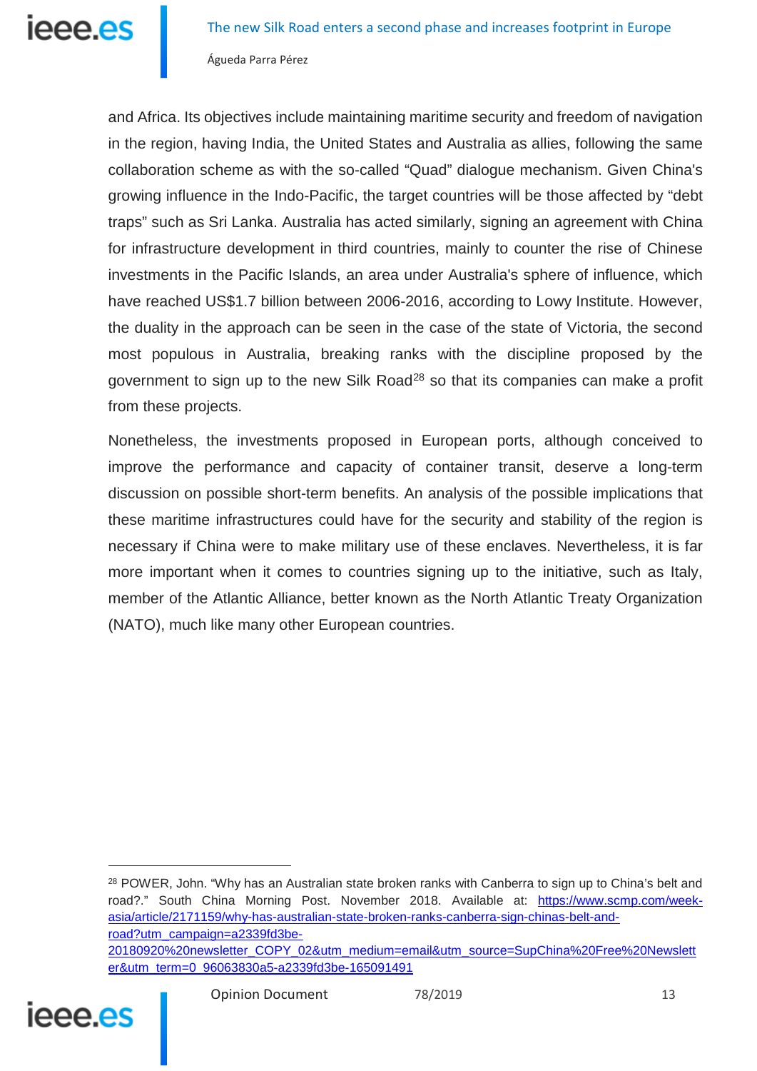and Africa. Its objectives include maintaining maritime security and freedom of navigation in the region, having India, the United States and Australia as allies, following the same collaboration scheme as with the so-called "Quad" dialogue mechanism. Given China's growing influence in the Indo-Pacific, the target countries will be those affected by "debt traps" such as Sri Lanka. Australia has acted similarly, signing an agreement with China for infrastructure development in third countries, mainly to counter the rise of Chinese investments in the Pacific Islands, an area under Australia's sphere of influence, which have reached US$1.7 billion between 2006-2016, according to Lowy Institute. However, the duality in the approach can be seen in the case of the state of Victoria, the second most populous in Australia, breaking ranks with the discipline proposed by the government to sign up to the new Silk Road[28] so that its companies can make a profit from these projects.

Nonetheless, the investments proposed in European ports, although conceived to improve the performance and capacity of container transit, deserve a long-term discussion on possible short-term benefits. An analysis of the possible implications that these maritime infrastructures could have for the security and stability of the region is necessary if China were to make military use of these enclaves. Nevertheless, it is far more important when it comes to countries signing up to the initiative, such as Italy, member of the Atlantic Alliance, better known as the North Atlantic Treaty Organization (NATO), much like many other European countries.

---

[28] POWER, John. "Why has an Australian state broken ranks with Canberra to sign up to China's belt and road?." South China Morning Post. November 2018. Available at: https://www.scmp.com/week-asia/article/2171159/why-has-australian-state-broken-ranks-canberra-sign-chinas-belt-and-road?utm_campaign=a2339fd3be-20180920%20newsletter_COPY_02&utm_medium=email&utm_source=SupChina%20Free%20Newsletter&utm_term=0_96063830a5-a2339fd3be-165091491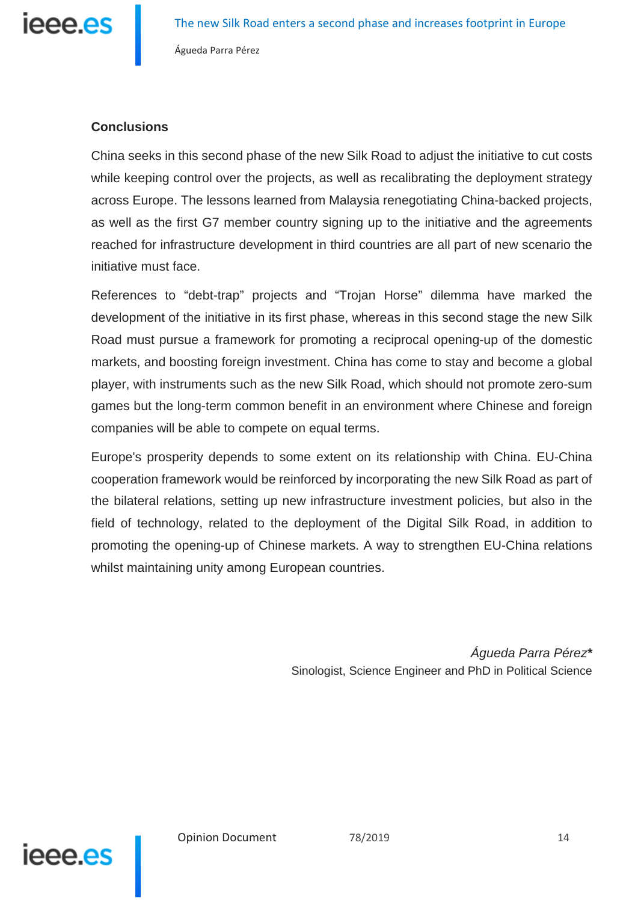## Conclusions

China seeks in this second phase of the new Silk Road to adjust the initiative to cut costs while keeping control over the projects, as well as recalibrating the deployment strategy across Europe. The lessons learned from Malaysia renegotiating China-backed projects, as well as the first G7 member country signing up to the initiative and the agreements reached for infrastructure development in third countries are all part of new scenario the initiative must face.

References to "debt-trap" projects and "Trojan Horse" dilemma have marked the development of the initiative in its first phase, whereas in this second stage the new Silk Road must pursue a framework for promoting a reciprocal opening-up of the domestic markets, and boosting foreign investment. China has come to stay and become a global player, with instruments such as the new Silk Road, which should not promote zero-sum games but the long-term common benefit in an environment where Chinese and foreign companies will be able to compete on equal terms.

Europe's prosperity depends to some extent on its relationship with China. EU-China cooperation framework would be reinforced by incorporating the new Silk Road as part of the bilateral relations, setting up new infrastructure investment policies, but also in the field of technology, related to the deployment of the Digital Silk Road, in addition to promoting the opening-up of Chinese markets. A way to strengthen EU-China relations whilst maintaining unity among European countries.

*Águeda Parra Pérez**

Sinologist, Science Engineer and PhD in Political Science